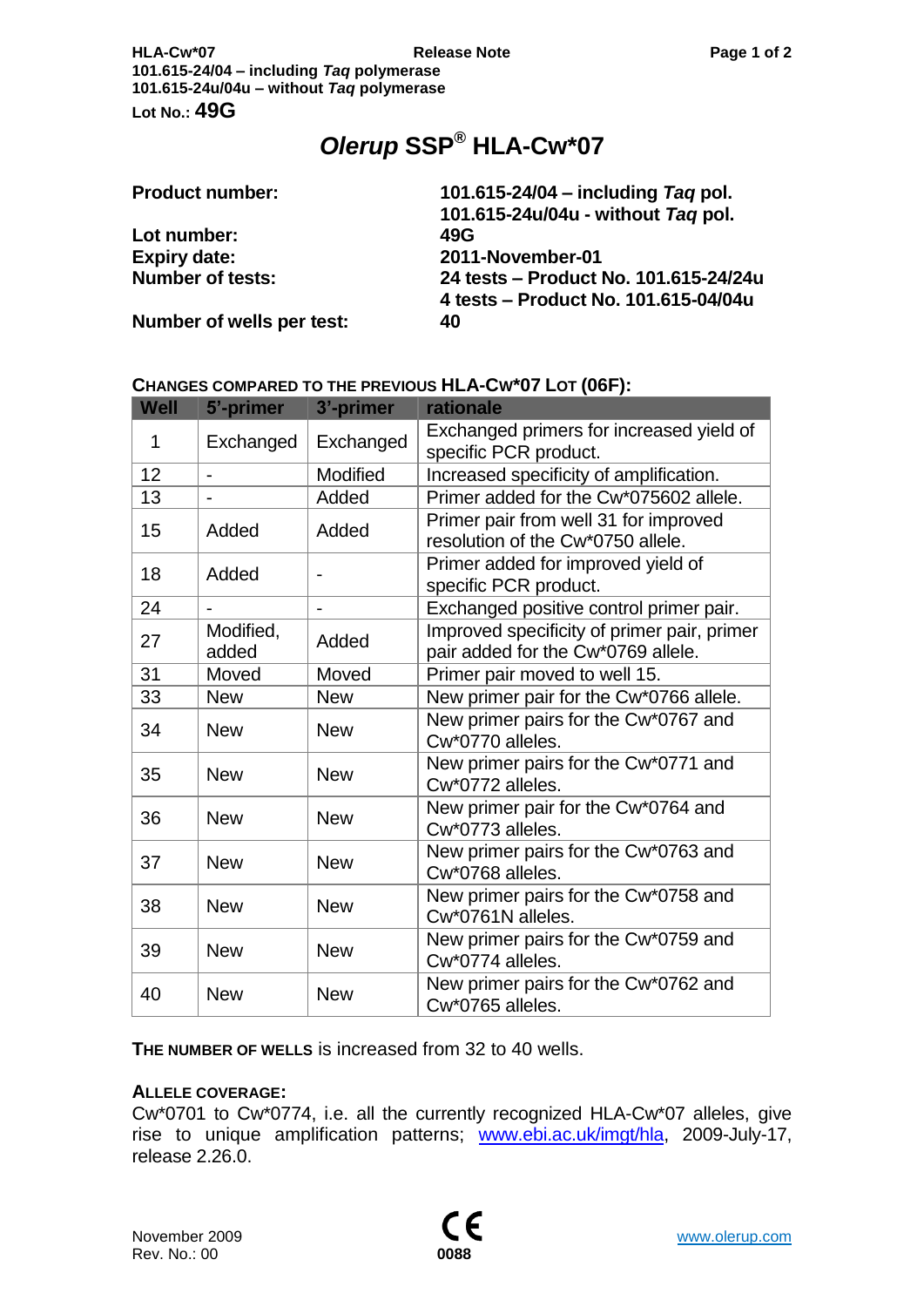# *Olerup* SSP® HLA-Cw*07

| | |
|---|---|
| **Product number:** | **101.615-24/04 – including *Taq* pol.** |
| | **101.615-24u/04u - without *Taq* pol.** |
| **Lot number:** | **49G** |
| **Expiry date:** | **2011-November-01** |
| **Number of tests:** | **24 tests – Product No. 101.615-24/24u** |
| | **4 tests – Product No. 101.615-04/04u** |
| **Number of wells per test:** | **40** |

**CHANGES COMPARED TO THE PREVIOUS HLA-CW*07 LOT (06F):**

| Well | 5'-primer | 3'-primer | rationale |
|---|---|---|---|
| 1 | Exchanged | Exchanged | Exchanged primers for increased yield of specific PCR product. |
| 12 | - | Modified | Increased specificity of amplification. |
| 13 | - | Added | Primer added for the Cw*075602 allele. |
| 15 | Added | Added | Primer pair from well 31 for improved resolution of the Cw*0750 allele. |
| 18 | Added | - | Primer added for improved yield of specific PCR product. |
| 24 | - | - | Exchanged positive control primer pair. |
| 27 | Modified, added | Added | Improved specificity of primer pair, primer pair added for the Cw*0769 allele. |
| 31 | Moved | Moved | Primer pair moved to well 15. |
| 33 | New | New | New primer pair for the Cw*0766 allele. |
| 34 | New | New | New primer pairs for the Cw*0767 and Cw*0770 alleles. |
| 35 | New | New | New primer pairs for the Cw*0771 and Cw*0772 alleles. |
| 36 | New | New | New primer pair for the Cw*0764 and Cw*0773 alleles. |
| 37 | New | New | New primer pairs for the Cw*0763 and Cw*0768 alleles. |
| 38 | New | New | New primer pairs for the Cw*0758 and Cw*0761N alleles. |
| 39 | New | New | New primer pairs for the Cw*0759 and Cw*0774 alleles. |
| 40 | New | New | New primer pairs for the Cw*0762 and Cw*0765 alleles. |

**THE NUMBER OF WELLS** is increased from 32 to 40 wells.

**ALLELE COVERAGE:**

Cw*0701 to Cw*0774, i.e. all the currently recognized HLA-Cw*07 alleles, give rise to unique amplification patterns; www.ebi.ac.uk/imgt/hla, 2009-July-17, release 2.26.0.

November 2009
Rev. No.: 00

CE 0088

www.olerup.com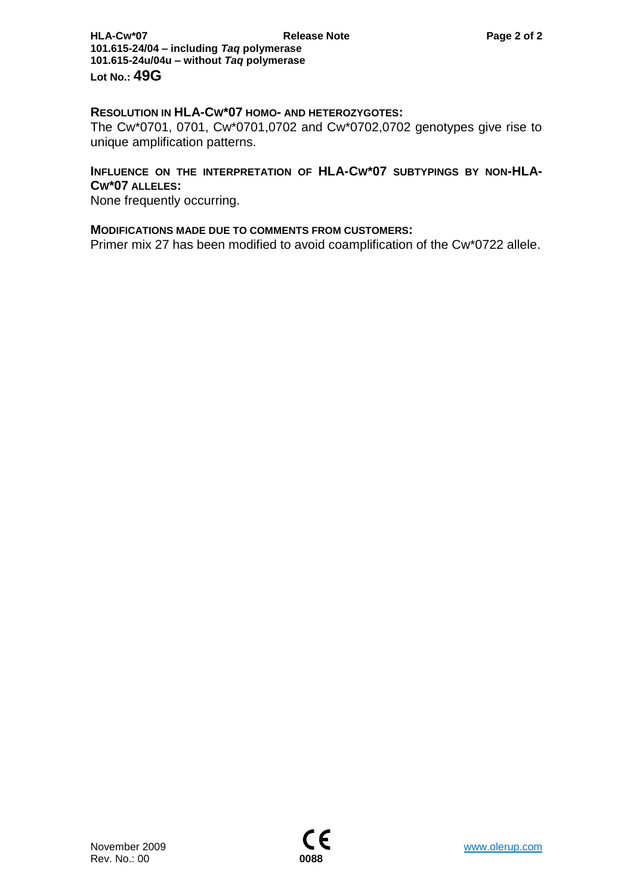**Resolution in HLA-Cw*07 homo- and heterozygotes:**

The Cw*0701, 0701, Cw*0701,0702 and Cw*0702,0702 genotypes give rise to unique amplification patterns.

**Influence on the interpretation of HLA-Cw*07 subtypings by non-HLA-Cw*07 alleles:**

None frequently occurring.

**Modifications made due to comments from customers:**

Primer mix 27 has been modified to avoid coamplification of the Cw*0722 allele.